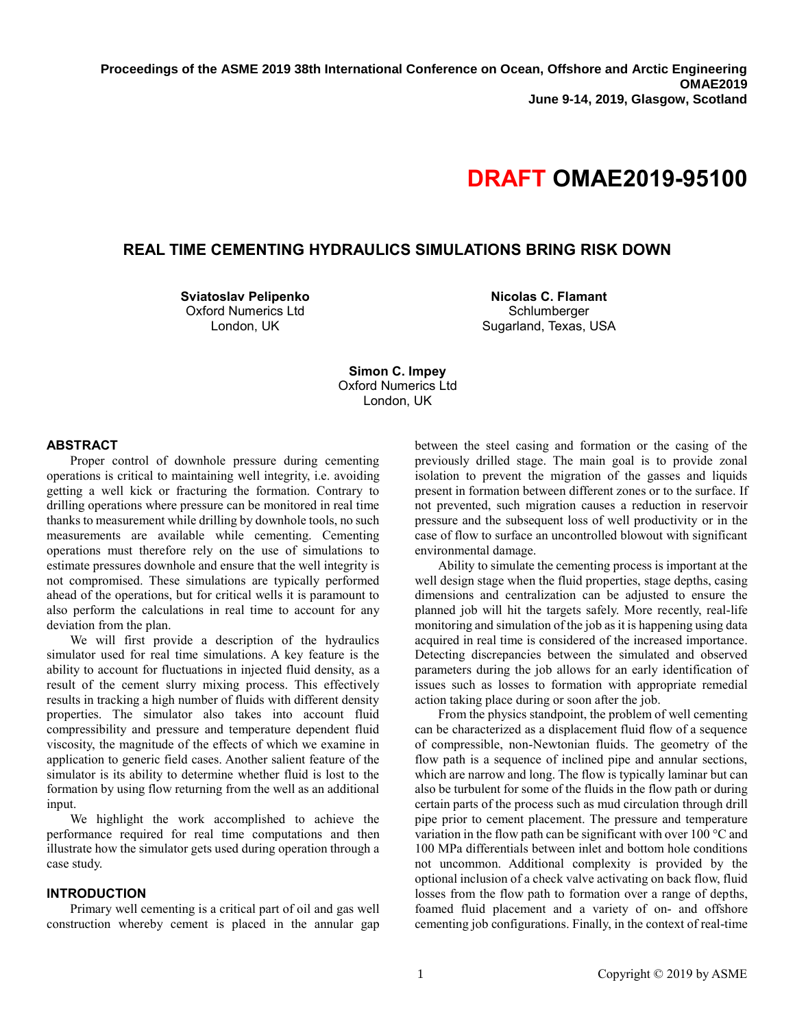Proceedings of the ASME 2019 38th International Conference on Ocean, Offshore and Arctic Engineering
**OMAE2019**
**June 9-14, 2019, Glasgow, Scotland**

# DRAFT OMAE2019-95100

## REAL TIME CEMENTING HYDRAULICS SIMULATIONS BRING RISK DOWN

**Sviatoslav Pelipenko**
Oxford Numerics Ltd
London, UK

**Nicolas C. Flamant**
Schlumberger
Sugarland, Texas, USA

**Simon C. Impey**
Oxford Numerics Ltd
London, UK

### ABSTRACT

Proper control of downhole pressure during cementing operations is critical to maintaining well integrity, i.e. avoiding getting a well kick or fracturing the formation. Contrary to drilling operations where pressure can be monitored in real time thanks to measurement while drilling by downhole tools, no such measurements are available while cementing. Cementing operations must therefore rely on the use of simulations to estimate pressures downhole and ensure that the well integrity is not compromised. These simulations are typically performed ahead of the operations, but for critical wells it is paramount to also perform the calculations in real time to account for any deviation from the plan.

We will first provide a description of the hydraulics simulator used for real time simulations. A key feature is the ability to account for fluctuations in injected fluid density, as a result of the cement slurry mixing process. This effectively results in tracking a high number of fluids with different density properties. The simulator also takes into account fluid compressibility and pressure and temperature dependent fluid viscosity, the magnitude of the effects of which we examine in application to generic field cases. Another salient feature of the simulator is its ability to determine whether fluid is lost to the formation by using flow returning from the well as an additional input.

We highlight the work accomplished to achieve the performance required for real time computations and then illustrate how the simulator gets used during operation through a case study.

### INTRODUCTION

Primary well cementing is a critical part of oil and gas well construction whereby cement is placed in the annular gap between the steel casing and formation or the casing of the previously drilled stage. The main goal is to provide zonal isolation to prevent the migration of the gasses and liquids present in formation between different zones or to the surface. If not prevented, such migration causes a reduction in reservoir pressure and the subsequent loss of well productivity or in the case of flow to surface an uncontrolled blowout with significant environmental damage.

Ability to simulate the cementing process is important at the well design stage when the fluid properties, stage depths, casing dimensions and centralization can be adjusted to ensure the planned job will hit the targets safely. More recently, real-life monitoring and simulation of the job as it is happening using data acquired in real time is considered of the increased importance. Detecting discrepancies between the simulated and observed parameters during the job allows for an early identification of issues such as losses to formation with appropriate remedial action taking place during or soon after the job.

From the physics standpoint, the problem of well cementing can be characterized as a displacement fluid flow of a sequence of compressible, non-Newtonian fluids. The geometry of the flow path is a sequence of inclined pipe and annular sections, which are narrow and long. The flow is typically laminar but can also be turbulent for some of the fluids in the flow path or during certain parts of the process such as mud circulation through drill pipe prior to cement placement. The pressure and temperature variation in the flow path can be significant with over 100 °C and 100 MPa differentials between inlet and bottom hole conditions not uncommon. Additional complexity is provided by the optional inclusion of a check valve activating on back flow, fluid losses from the flow path to formation over a range of depths, foamed fluid placement and a variety of on- and offshore cementing job configurations. Finally, in the context of real-time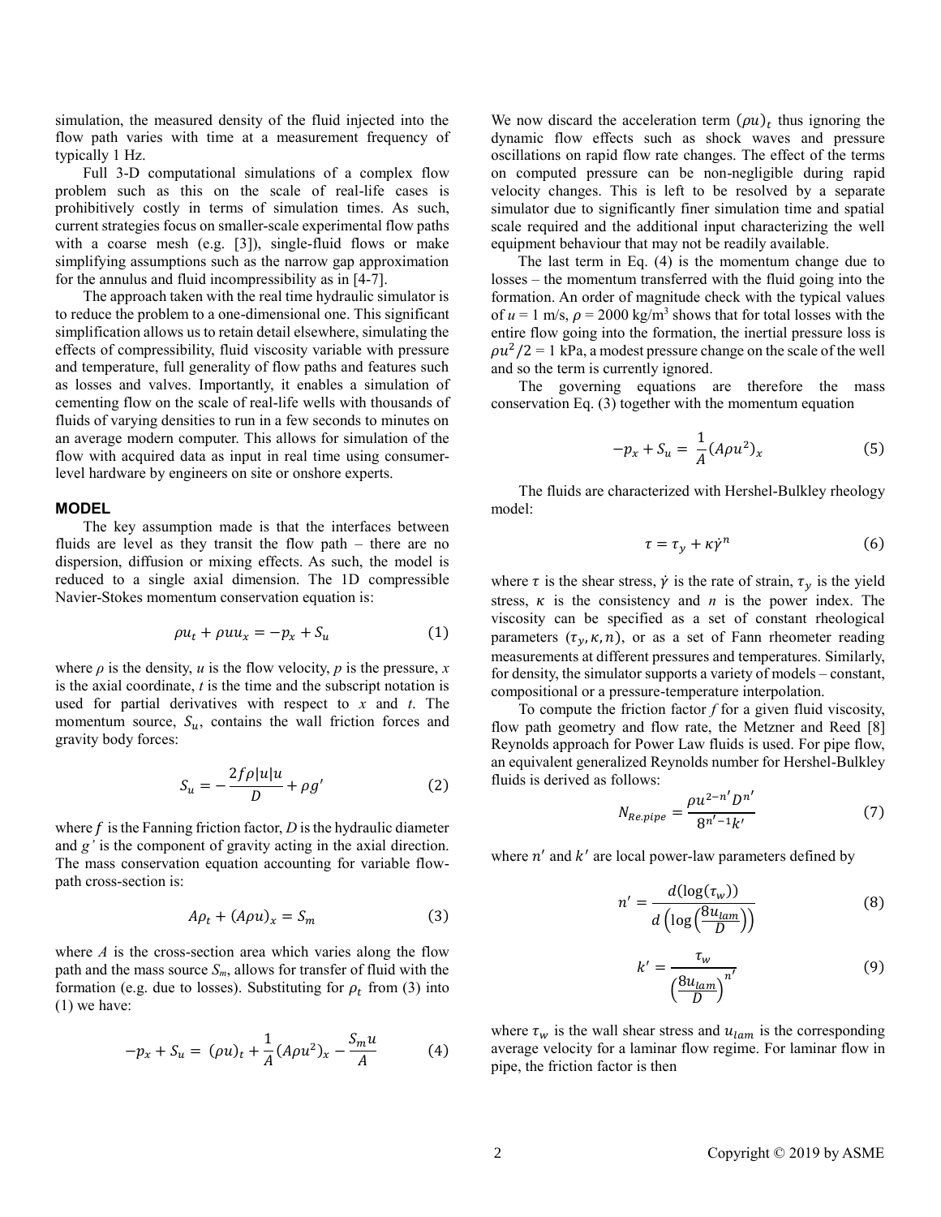simulation, the measured density of the fluid injected into the flow path varies with time at a measurement frequency of typically 1 Hz.

Full 3-D computational simulations of a complex flow problem such as this on the scale of real-life cases is prohibitively costly in terms of simulation times. As such, current strategies focus on smaller-scale experimental flow paths with a coarse mesh (e.g. [3]), single-fluid flows or make simplifying assumptions such as the narrow gap approximation for the annulus and fluid incompressibility as in [4-7].

The approach taken with the real time hydraulic simulator is to reduce the problem to a one-dimensional one. This significant simplification allows us to retain detail elsewhere, simulating the effects of compressibility, fluid viscosity variable with pressure and temperature, full generality of flow paths and features such as losses and valves. Importantly, it enables a simulation of cementing flow on the scale of real-life wells with thousands of fluids of varying densities to run in a few seconds to minutes on an average modern computer. This allows for simulation of the flow with acquired data as input in real time using consumer-level hardware by engineers on site or onshore experts.

## MODEL

The key assumption made is that the interfaces between fluids are level as they transit the flow path – there are no dispersion, diffusion or mixing effects. As such, the model is reduced to a single axial dimension. The 1D compressible Navier-Stokes momentum conservation equation is:

$$\rho u_t + \rho u u_x = -p_x + S_u \tag{1}$$

where $\rho$ is the density, $u$ is the flow velocity, $p$ is the pressure, $x$ is the axial coordinate, $t$ is the time and the subscript notation is used for partial derivatives with respect to $x$ and $t$. The momentum source, $S_u$, contains the wall friction forces and gravity body forces:

$$S_u = -\frac{2f\rho|u|u}{D} + \rho g' \tag{2}$$

where $f$ is the Fanning friction factor, $D$ is the hydraulic diameter and $g'$ is the component of gravity acting in the axial direction. The mass conservation equation accounting for variable flow-path cross-section is:

$$A\rho_t + (A\rho u)_x = S_m \tag{3}$$

where $A$ is the cross-section area which varies along the flow path and the mass source $S_m$, allows for transfer of fluid with the formation (e.g. due to losses). Substituting for $\rho_t$ from (3) into (1) we have:

$$-p_x + S_u = (\rho u)_t + \frac{1}{A}(A\rho u^2)_x - \frac{S_m u}{A} \tag{4}$$

We now discard the acceleration term $(\rho u)_t$ thus ignoring the dynamic flow effects such as shock waves and pressure oscillations on rapid flow rate changes. The effect of the terms on computed pressure can be non-negligible during rapid velocity changes. This is left to be resolved by a separate simulator due to significantly finer simulation time and spatial scale required and the additional input characterizing the well equipment behaviour that may not be readily available.

The last term in Eq. (4) is the momentum change due to losses – the momentum transferred with the fluid going into the formation. An order of magnitude check with the typical values of $u$ = 1 m/s, $\rho$ = 2000 kg/m$^3$ shows that for total losses with the entire flow going into the formation, the inertial pressure loss is $\rho u^2/2$ = 1 kPa, a modest pressure change on the scale of the well and so the term is currently ignored.

The governing equations are therefore the mass conservation Eq. (3) together with the momentum equation

$$-p_x + S_u = \frac{1}{A}(A\rho u^2)_x \tag{5}$$

The fluids are characterized with Hershel-Bulkley rheology model:

$$\tau = \tau_y + \kappa\dot{\gamma}^n \tag{6}$$

where $\tau$ is the shear stress, $\dot{\gamma}$ is the rate of strain, $\tau_y$ is the yield stress, $\kappa$ is the consistency and $n$ is the power index. The viscosity can be specified as a set of constant rheological parameters $(\tau_y, \kappa, n)$, or as a set of Fann rheometer reading measurements at different pressures and temperatures. Similarly, for density, the simulator supports a variety of models – constant, compositional or a pressure-temperature interpolation.

To compute the friction factor $f$ for a given fluid viscosity, flow path geometry and flow rate, the Metzner and Reed [8] Reynolds approach for Power Law fluids is used. For pipe flow, an equivalent generalized Reynolds number for Hershel-Bulkley fluids is derived as follows:

$$N_{Re.pipe} = \frac{\rho u^{2-n'} D^{n'}}{8^{n'-1} k'} \tag{7}$$

where $n'$ and $k'$ are local power-law parameters defined by

$$n' = \frac{d(\log(\tau_w))}{d\left(\log\left(\frac{8u_{lam}}{D}\right)\right)} \tag{8}$$

$$k' = \frac{\tau_w}{\left(\frac{8u_{lam}}{D}\right)^{n'}} \tag{9}$$

where $\tau_w$ is the wall shear stress and $u_{lam}$ is the corresponding average velocity for a laminar flow regime. For laminar flow in pipe, the friction factor is then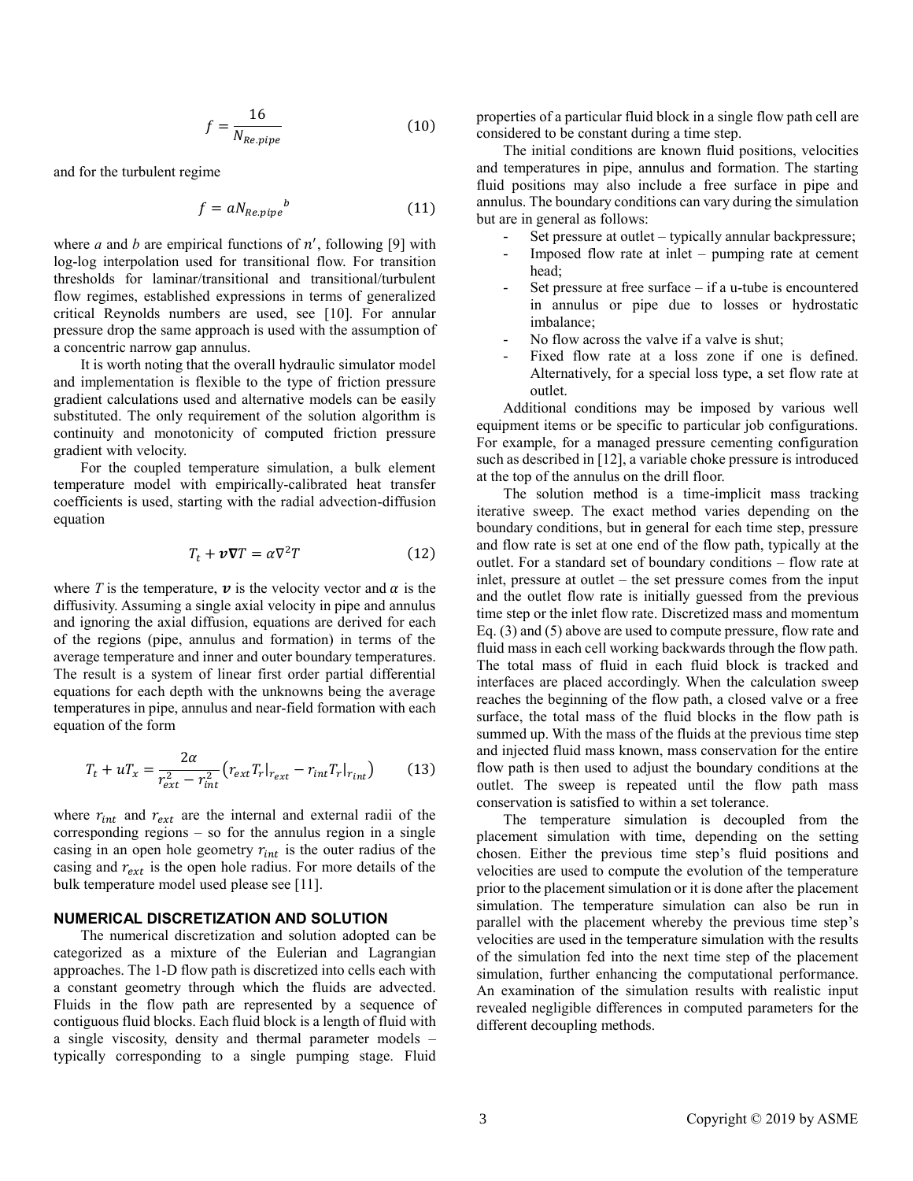$$f = \frac{16}{N_{Re.pipe}} \tag{10}$$

and for the turbulent regime

$$f = aN_{Re.pipe}{}^{b} \tag{11}$$

where $a$ and $b$ are empirical functions of $n'$, following [9] with log-log interpolation used for transitional flow. For transition thresholds for laminar/transitional and transitional/turbulent flow regimes, established expressions in terms of generalized critical Reynolds numbers are used, see [10]. For annular pressure drop the same approach is used with the assumption of a concentric narrow gap annulus.

It is worth noting that the overall hydraulic simulator model and implementation is flexible to the type of friction pressure gradient calculations used and alternative models can be easily substituted. The only requirement of the solution algorithm is continuity and monotonicity of computed friction pressure gradient with velocity.

For the coupled temperature simulation, a bulk element temperature model with empirically-calibrated heat transfer coefficients is used, starting with the radial advection-diffusion equation

$$T_t + \boldsymbol{v}\nabla T = \alpha \nabla^2 T \tag{12}$$

where $T$ is the temperature, $\boldsymbol{v}$ is the velocity vector and $\alpha$ is the diffusivity. Assuming a single axial velocity in pipe and annulus and ignoring the axial diffusion, equations are derived for each of the regions (pipe, annulus and formation) in terms of the average temperature and inner and outer boundary temperatures. The result is a system of linear first order partial differential equations for each depth with the unknowns being the average temperatures in pipe, annulus and near-field formation with each equation of the form

$$T_t + uT_x = \frac{2\alpha}{r_{ext}^2 - r_{int}^2}\left(r_{ext} T_r|_{r_{ext}} - r_{int} T_r|_{r_{int}}\right) \tag{13}$$

where $r_{int}$ and $r_{ext}$ are the internal and external radii of the corresponding regions – so for the annulus region in a single casing in an open hole geometry $r_{int}$ is the outer radius of the casing and $r_{ext}$ is the open hole radius. For more details of the bulk temperature model used please see [11].

## NUMERICAL DISCRETIZATION AND SOLUTION

The numerical discretization and solution adopted can be categorized as a mixture of the Eulerian and Lagrangian approaches. The 1-D flow path is discretized into cells each with a constant geometry through which the fluids are advected. Fluids in the flow path are represented by a sequence of contiguous fluid blocks. Each fluid block is a length of fluid with a single viscosity, density and thermal parameter models – typically corresponding to a single pumping stage. Fluid properties of a particular fluid block in a single flow path cell are considered to be constant during a time step.

The initial conditions are known fluid positions, velocities and temperatures in pipe, annulus and formation. The starting fluid positions may also include a free surface in pipe and annulus. The boundary conditions can vary during the simulation but are in general as follows:

- Set pressure at outlet – typically annular backpressure;
- Imposed flow rate at inlet – pumping rate at cement head;
- Set pressure at free surface – if a u-tube is encountered in annulus or pipe due to losses or hydrostatic imbalance;
- No flow across the valve if a valve is shut;
- Fixed flow rate at a loss zone if one is defined. Alternatively, for a special loss type, a set flow rate at outlet.

Additional conditions may be imposed by various well equipment items or be specific to particular job configurations. For example, for a managed pressure cementing configuration such as described in [12], a variable choke pressure is introduced at the top of the annulus on the drill floor.

The solution method is a time-implicit mass tracking iterative sweep. The exact method varies depending on the boundary conditions, but in general for each time step, pressure and flow rate is set at one end of the flow path, typically at the outlet. For a standard set of boundary conditions – flow rate at inlet, pressure at outlet – the set pressure comes from the input and the outlet flow rate is initially guessed from the previous time step or the inlet flow rate. Discretized mass and momentum Eq. (3) and (5) above are used to compute pressure, flow rate and fluid mass in each cell working backwards through the flow path. The total mass of fluid in each fluid block is tracked and interfaces are placed accordingly. When the calculation sweep reaches the beginning of the flow path, a closed valve or a free surface, the total mass of the fluid blocks in the flow path is summed up. With the mass of the fluids at the previous time step and injected fluid mass known, mass conservation for the entire flow path is then used to adjust the boundary conditions at the outlet. The sweep is repeated until the flow path mass conservation is satisfied to within a set tolerance.

The temperature simulation is decoupled from the placement simulation with time, depending on the setting chosen. Either the previous time step's fluid positions and velocities are used to compute the evolution of the temperature prior to the placement simulation or it is done after the placement simulation. The temperature simulation can also be run in parallel with the placement whereby the previous time step's velocities are used in the temperature simulation with the results of the simulation fed into the next time step of the placement simulation, further enhancing the computational performance. An examination of the simulation results with realistic input revealed negligible differences in computed parameters for the different decoupling methods.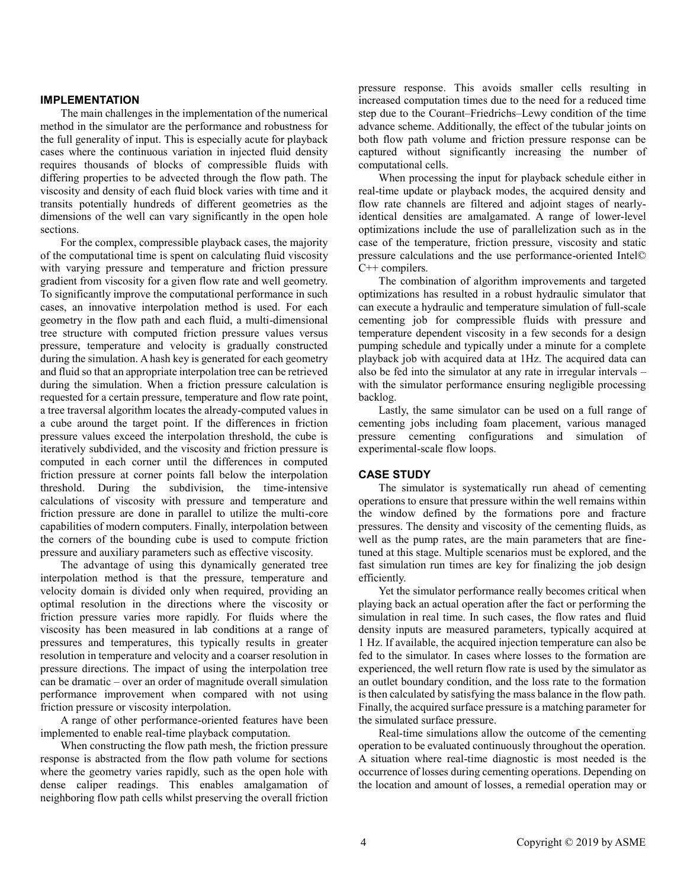## IMPLEMENTATION

The main challenges in the implementation of the numerical method in the simulator are the performance and robustness for the full generality of input. This is especially acute for playback cases where the continuous variation in injected fluid density requires thousands of blocks of compressible fluids with differing properties to be advected through the flow path. The viscosity and density of each fluid block varies with time and it transits potentially hundreds of different geometries as the dimensions of the well can vary significantly in the open hole sections.

For the complex, compressible playback cases, the majority of the computational time is spent on calculating fluid viscosity with varying pressure and temperature and friction pressure gradient from viscosity for a given flow rate and well geometry. To significantly improve the computational performance in such cases, an innovative interpolation method is used. For each geometry in the flow path and each fluid, a multi-dimensional tree structure with computed friction pressure values versus pressure, temperature and velocity is gradually constructed during the simulation. A hash key is generated for each geometry and fluid so that an appropriate interpolation tree can be retrieved during the simulation. When a friction pressure calculation is requested for a certain pressure, temperature and flow rate point, a tree traversal algorithm locates the already-computed values in a cube around the target point. If the differences in friction pressure values exceed the interpolation threshold, the cube is iteratively subdivided, and the viscosity and friction pressure is computed in each corner until the differences in computed friction pressure at corner points fall below the interpolation threshold. During the subdivision, the time-intensive calculations of viscosity with pressure and temperature and friction pressure are done in parallel to utilize the multi-core capabilities of modern computers. Finally, interpolation between the corners of the bounding cube is used to compute friction pressure and auxiliary parameters such as effective viscosity.

The advantage of using this dynamically generated tree interpolation method is that the pressure, temperature and velocity domain is divided only when required, providing an optimal resolution in the directions where the viscosity or friction pressure varies more rapidly. For fluids where the viscosity has been measured in lab conditions at a range of pressures and temperatures, this typically results in greater resolution in temperature and velocity and a coarser resolution in pressure directions. The impact of using the interpolation tree can be dramatic – over an order of magnitude overall simulation performance improvement when compared with not using friction pressure or viscosity interpolation.

A range of other performance-oriented features have been implemented to enable real-time playback computation.

When constructing the flow path mesh, the friction pressure response is abstracted from the flow path volume for sections where the geometry varies rapidly, such as the open hole with dense caliper readings. This enables amalgamation of neighboring flow path cells whilst preserving the overall friction pressure response. This avoids smaller cells resulting in increased computation times due to the need for a reduced time step due to the Courant–Friedrichs–Lewy condition of the time advance scheme. Additionally, the effect of the tubular joints on both flow path volume and friction pressure response can be captured without significantly increasing the number of computational cells.

When processing the input for playback schedule either in real-time update or playback modes, the acquired density and flow rate channels are filtered and adjoint stages of nearly-identical densities are amalgamated. A range of lower-level optimizations include the use of parallelization such as in the case of the temperature, friction pressure, viscosity and static pressure calculations and the use performance-oriented Intel© C++ compilers.

The combination of algorithm improvements and targeted optimizations has resulted in a robust hydraulic simulator that can execute a hydraulic and temperature simulation of full-scale cementing job for compressible fluids with pressure and temperature dependent viscosity in a few seconds for a design pumping schedule and typically under a minute for a complete playback job with acquired data at 1Hz. The acquired data can also be fed into the simulator at any rate in irregular intervals – with the simulator performance ensuring negligible processing backlog.

Lastly, the same simulator can be used on a full range of cementing jobs including foam placement, various managed pressure cementing configurations and simulation of experimental-scale flow loops.

## CASE STUDY

The simulator is systematically run ahead of cementing operations to ensure that pressure within the well remains within the window defined by the formations pore and fracture pressures. The density and viscosity of the cementing fluids, as well as the pump rates, are the main parameters that are fine-tuned at this stage. Multiple scenarios must be explored, and the fast simulation run times are key for finalizing the job design efficiently.

Yet the simulator performance really becomes critical when playing back an actual operation after the fact or performing the simulation in real time. In such cases, the flow rates and fluid density inputs are measured parameters, typically acquired at 1 Hz. If available, the acquired injection temperature can also be fed to the simulator. In cases where losses to the formation are experienced, the well return flow rate is used by the simulator as an outlet boundary condition, and the loss rate to the formation is then calculated by satisfying the mass balance in the flow path. Finally, the acquired surface pressure is a matching parameter for the simulated surface pressure.

Real-time simulations allow the outcome of the cementing operation to be evaluated continuously throughout the operation. A situation where real-time diagnostic is most needed is the occurrence of losses during cementing operations. Depending on the location and amount of losses, a remedial operation may or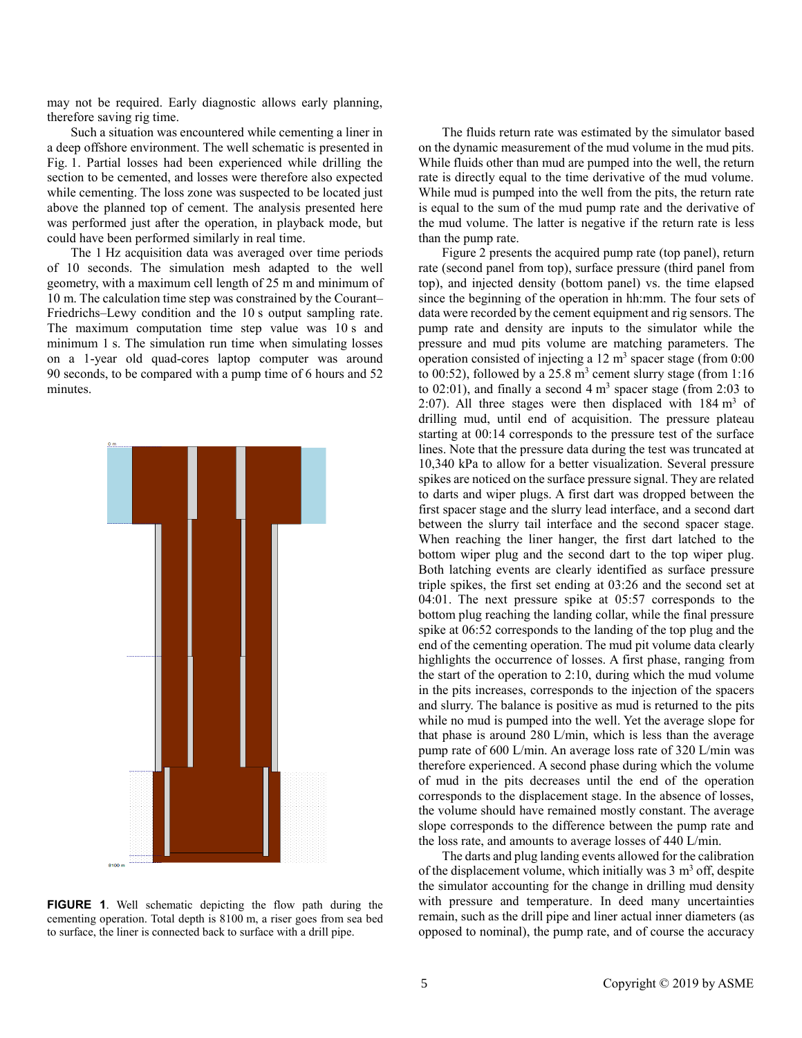may not be required. Early diagnostic allows early planning, therefore saving rig time.

Such a situation was encountered while cementing a liner in a deep offshore environment. The well schematic is presented in Fig. 1. Partial losses had been experienced while drilling the section to be cemented, and losses were therefore also expected while cementing. The loss zone was suspected to be located just above the planned top of cement. The analysis presented here was performed just after the operation, in playback mode, but could have been performed similarly in real time.

The 1 Hz acquisition data was averaged over time periods of 10 seconds. The simulation mesh adapted to the well geometry, with a maximum cell length of 25 m and minimum of 10 m. The calculation time step was constrained by the Courant–Friedrichs–Lewy condition and the 10 s output sampling rate. The maximum computation time step value was 10 s and minimum 1 s. The simulation run time when simulating losses on a 1-year old quad-cores laptop computer was around 90 seconds, to be compared with a pump time of 6 hours and 52 minutes.

**FIGURE 1**. Well schematic depicting the flow path during the cementing operation. Total depth is 8100 m, a riser goes from sea bed to surface, the liner is connected back to surface with a drill pipe.

The fluids return rate was estimated by the simulator based on the dynamic measurement of the mud volume in the mud pits. While fluids other than mud are pumped into the well, the return rate is directly equal to the time derivative of the mud volume. While mud is pumped into the well from the pits, the return rate is equal to the sum of the mud pump rate and the derivative of the mud volume. The latter is negative if the return rate is less than the pump rate.

Figure 2 presents the acquired pump rate (top panel), return rate (second panel from top), surface pressure (third panel from top), and injected density (bottom panel) vs. the time elapsed since the beginning of the operation in hh:mm. The four sets of data were recorded by the cement equipment and rig sensors. The pump rate and density are inputs to the simulator while the pressure and mud pits volume are matching parameters. The operation consisted of injecting a 12 m$^3$ spacer stage (from 0:00 to 00:52), followed by a 25.8 m$^3$ cement slurry stage (from 1:16 to 02:01), and finally a second 4 m$^3$ spacer stage (from 2:03 to 2:07). All three stages were then displaced with 184 m$^3$ of drilling mud, until end of acquisition. The pressure plateau starting at 00:14 corresponds to the pressure test of the surface lines. Note that the pressure data during the test was truncated at 10,340 kPa to allow for a better visualization. Several pressure spikes are noticed on the surface pressure signal. They are related to darts and wiper plugs. A first dart was dropped between the first spacer stage and the slurry lead interface, and a second dart between the slurry tail interface and the second spacer stage. When reaching the liner hanger, the first dart latched to the bottom wiper plug and the second dart to the top wiper plug. Both latching events are clearly identified as surface pressure triple spikes, the first set ending at 03:26 and the second set at 04:01. The next pressure spike at 05:57 corresponds to the bottom plug reaching the landing collar, while the final pressure spike at 06:52 corresponds to the landing of the top plug and the end of the cementing operation. The mud pit volume data clearly highlights the occurrence of losses. A first phase, ranging from the start of the operation to 2:10, during which the mud volume in the pits increases, corresponds to the injection of the spacers and slurry. The balance is positive as mud is returned to the pits while no mud is pumped into the well. Yet the average slope for that phase is around 280 L/min, which is less than the average pump rate of 600 L/min. An average loss rate of 320 L/min was therefore experienced. A second phase during which the volume of mud in the pits decreases until the end of the operation corresponds to the displacement stage. In the absence of losses, the volume should have remained mostly constant. The average slope corresponds to the difference between the pump rate and the loss rate, and amounts to average losses of 440 L/min.

The darts and plug landing events allowed for the calibration of the displacement volume, which initially was 3 m$^3$ off, despite the simulator accounting for the change in drilling mud density with pressure and temperature. In deed many uncertainties remain, such as the drill pipe and liner actual inner diameters (as opposed to nominal), the pump rate, and of course the accuracy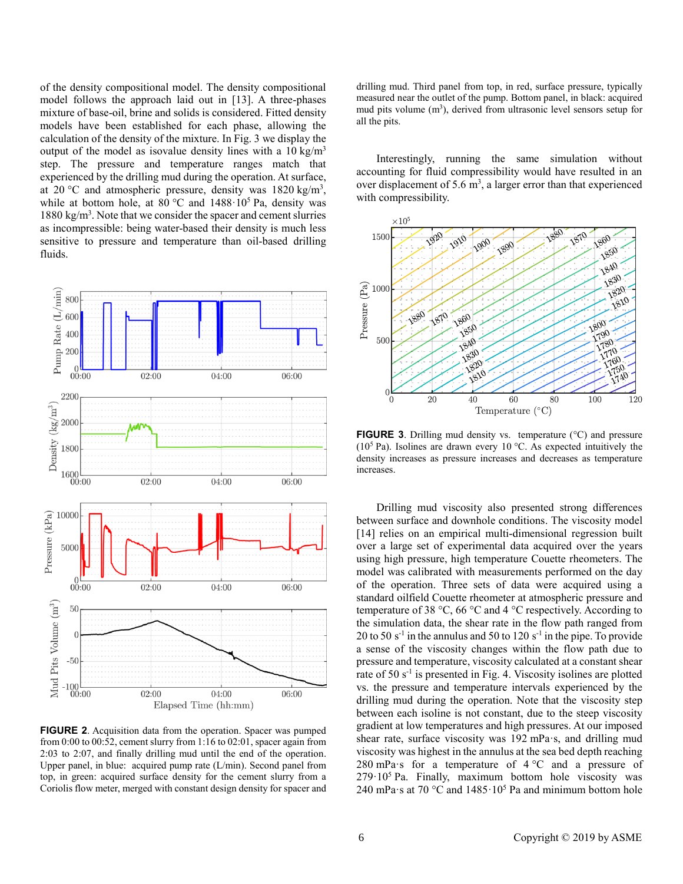of the density compositional model. The density compositional model follows the approach laid out in [13]. A three-phases mixture of base-oil, brine and solids is considered. Fitted density models have been established for each phase, allowing the calculation of the density of the mixture. In Fig. 3 we display the output of the model as isovalue density lines with a 10 kg/m$^3$ step. The pressure and temperature ranges match that experienced by the drilling mud during the operation. At surface, at 20 °C and atmospheric pressure, density was 1820 kg/m$^3$, while at bottom hole, at 80 °C and 1488·10$^5$ Pa, density was 1880 kg/m$^3$. Note that we consider the spacer and cement slurries as incompressible: being water-based their density is much less sensitive to pressure and temperature than oil-based drilling fluids.

**FIGURE 2**. Acquisition data from the operation. Spacer was pumped from 0:00 to 00:52, cement slurry from 1:16 to 02:01, spacer again from 2:03 to 2:07, and finally drilling mud until the end of the operation. Upper panel, in blue: acquired surface pump rate (L/min). Second panel from top, in green: acquired surface density for the cement slurry from a Coriolis flow meter, merged with constant design density for spacer and drilling mud. Third panel from top, in red, surface pressure, typically measured near the outlet of the pump. Bottom panel, in black: acquired mud pits volume (m$^3$), derived from ultrasonic level sensors setup for all the pits.

Interestingly, running the same simulation without accounting for fluid compressibility would have resulted in an over displacement of 5.6 m$^3$, a larger error than that experienced with compressibility.

**FIGURE 3**. Drilling mud density vs. temperature (°C) and pressure (10$^5$ Pa). Isolines are drawn every 10 °C. As expected intuitively the density increases as pressure increases and decreases as temperature increases.

Drilling mud viscosity also presented strong differences between surface and downhole conditions. The viscosity model [14] relies on an empirical multi-dimensional regression built over a large set of experimental data acquired over the years using high pressure, high temperature Couette rheometers. The model was calibrated with measurements performed on the day of the operation. Three sets of data were acquired using a standard oilfield Couette rheometer at atmospheric pressure and temperature of 38 °C, 66 °C and 4 °C respectively. According to the simulation data, the shear rate in the flow path ranged from 20 to 50 s$^{-1}$ in the annulus and 50 to 120 s$^{-1}$ in the pipe. To provide a sense of the viscosity changes within the flow path due to pressure and temperature, viscosity calculated at a constant shear rate of 50 s$^{-1}$ is presented in Fig. 4. Viscosity isolines are plotted vs. the pressure and temperature intervals experienced by the drilling mud during the operation. Note that the viscosity step between each isoline is not constant, due to the steep viscosity gradient at low temperatures and high pressures. At our imposed shear rate, surface viscosity was 192 mPa·s, and drilling mud viscosity was highest in the annulus at the sea bed depth reaching 280 mPa·s for a temperature of 4 °C and a pressure of 279·10$^5$ Pa. Finally, maximum bottom hole viscosity was 240 mPa·s at 70 °C and 1485·10$^5$ Pa and minimum bottom hole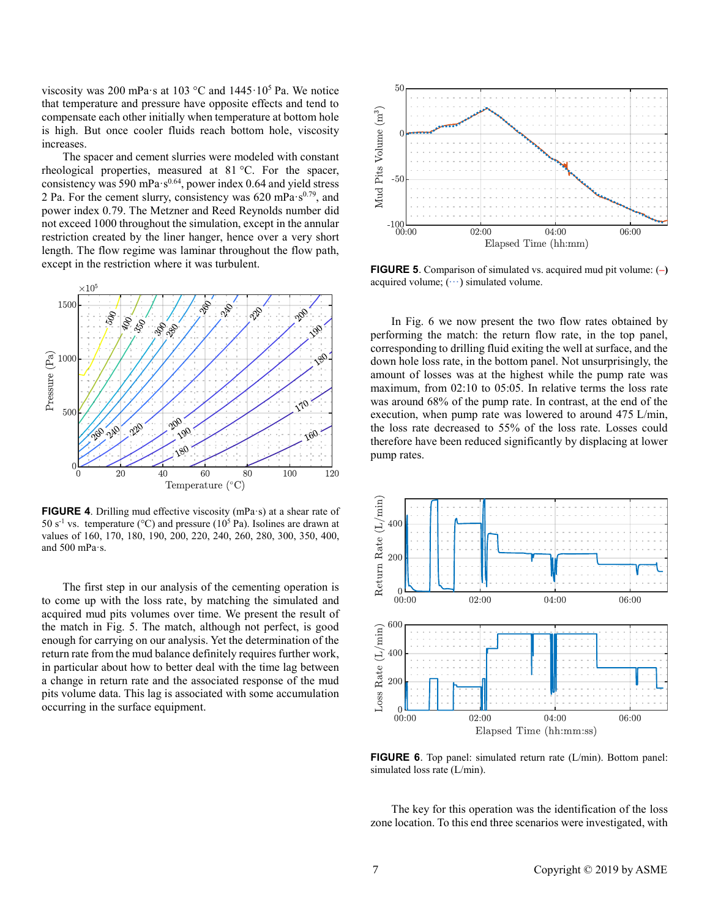viscosity was 200 mPa·s at 103 °C and 1445·$10^5$ Pa. We notice that temperature and pressure have opposite effects and tend to compensate each other initially when temperature at bottom hole is high. But once cooler fluids reach bottom hole, viscosity increases.

The spacer and cement slurries were modeled with constant rheological properties, measured at 81 °C. For the spacer, consistency was 590 mPa·$s^{0.64}$, power index 0.64 and yield stress 2 Pa. For the cement slurry, consistency was 620 mPa·$s^{0.79}$, and power index 0.79. The Metzner and Reed Reynolds number did not exceed 1000 throughout the simulation, except in the annular restriction created by the liner hanger, hence over a very short length. The flow regime was laminar throughout the flow path, except in the restriction where it was turbulent.

**FIGURE 4**. Drilling mud effective viscosity (mPa·s) at a shear rate of 50 $s^{-1}$ vs. temperature (°C) and pressure ($10^5$ Pa). Isolines are drawn at values of 160, 170, 180, 190, 200, 220, 240, 260, 280, 300, 350, 400, and 500 mPa·s.

The first step in our analysis of the cementing operation is to come up with the loss rate, by matching the simulated and acquired mud pits volumes over time. We present the result of the match in Fig. 5. The match, although not perfect, is good enough for carrying on our analysis. Yet the determination of the return rate from the mud balance definitely requires further work, in particular about how to better deal with the time lag between a change in return rate and the associated response of the mud pits volume data. This lag is associated with some accumulation occurring in the surface equipment.

**FIGURE 5**. Comparison of simulated vs. acquired mud pit volume: (–) acquired volume; (···) simulated volume.

In Fig. 6 we now present the two flow rates obtained by performing the match: the return flow rate, in the top panel, corresponding to drilling fluid exiting the well at surface, and the down hole loss rate, in the bottom panel. Not unsurprisingly, the amount of losses was at the highest while the pump rate was maximum, from 02:10 to 05:05. In relative terms the loss rate was around 68% of the pump rate. In contrast, at the end of the execution, when pump rate was lowered to around 475 L/min, the loss rate decreased to 55% of the loss rate. Losses could therefore have been reduced significantly by displacing at lower pump rates.

**FIGURE 6**. Top panel: simulated return rate (L/min). Bottom panel: simulated loss rate (L/min).

The key for this operation was the identification of the loss zone location. To this end three scenarios were investigated, with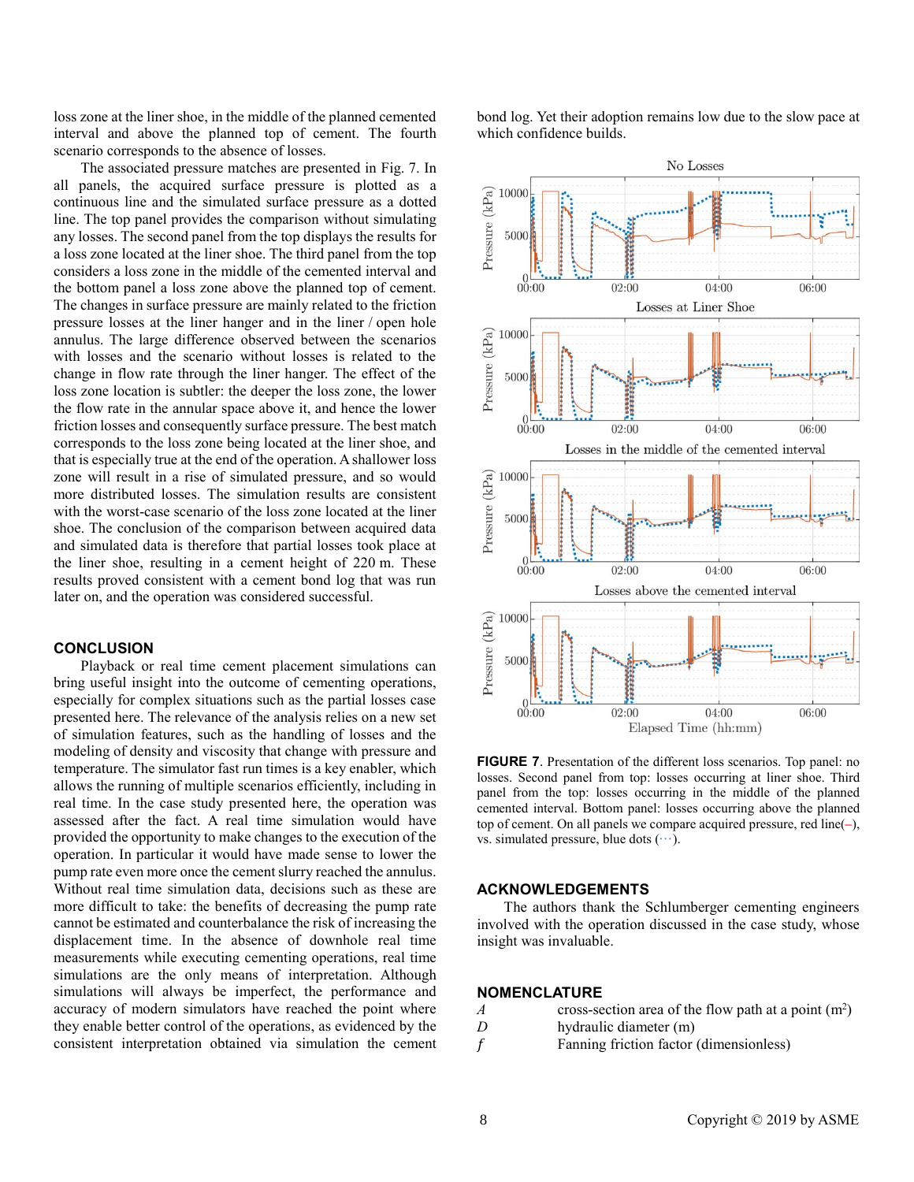loss zone at the liner shoe, in the middle of the planned cemented interval and above the planned top of cement. The fourth scenario corresponds to the absence of losses.

The associated pressure matches are presented in Fig. 7. In all panels, the acquired surface pressure is plotted as a continuous line and the simulated surface pressure as a dotted line. The top panel provides the comparison without simulating any losses. The second panel from the top displays the results for a loss zone located at the liner shoe. The third panel from the top considers a loss zone in the middle of the cemented interval and the bottom panel a loss zone above the planned top of cement. The changes in surface pressure are mainly related to the friction pressure losses at the liner hanger and in the liner / open hole annulus. The large difference observed between the scenarios with losses and the scenario without losses is related to the change in flow rate through the liner hanger. The effect of the loss zone location is subtler: the deeper the loss zone, the lower the flow rate in the annular space above it, and hence the lower friction losses and consequently surface pressure. The best match corresponds to the loss zone being located at the liner shoe, and that is especially true at the end of the operation. A shallower loss zone will result in a rise of simulated pressure, and so would more distributed losses. The simulation results are consistent with the worst-case scenario of the loss zone located at the liner shoe. The conclusion of the comparison between acquired data and simulated data is therefore that partial losses took place at the liner shoe, resulting in a cement height of 220 m. These results proved consistent with a cement bond log that was run later on, and the operation was considered successful.

## CONCLUSION

Playback or real time cement placement simulations can bring useful insight into the outcome of cementing operations, especially for complex situations such as the partial losses case presented here. The relevance of the analysis relies on a new set of simulation features, such as the handling of losses and the modeling of density and viscosity that change with pressure and temperature. The simulator fast run times is a key enabler, which allows the running of multiple scenarios efficiently, including in real time. In the case study presented here, the operation was assessed after the fact. A real time simulation would have provided the opportunity to make changes to the execution of the operation. In particular it would have made sense to lower the pump rate even more once the cement slurry reached the annulus. Without real time simulation data, decisions such as these are more difficult to take: the benefits of decreasing the pump rate cannot be estimated and counterbalance the risk of increasing the displacement time. In the absence of downhole real time measurements while executing cementing operations, real time simulations are the only means of interpretation. Although simulations will always be imperfect, the performance and accuracy of modern simulators have reached the point where they enable better control of the operations, as evidenced by the consistent interpretation obtained via simulation the cement bond log. Yet their adoption remains low due to the slow pace at which confidence builds.

**FIGURE 7**. Presentation of the different loss scenarios. Top panel: no losses. Second panel from top: losses occurring at liner shoe. Third panel from the top: losses occurring in the middle of the planned cemented interval. Bottom panel: losses occurring above the planned top of cement. On all panels we compare acquired pressure, red line(–), vs. simulated pressure, blue dots (···).

## ACKNOWLEDGEMENTS

The authors thank the Schlumberger cementing engineers involved with the operation discussed in the case study, whose insight was invaluable.

## NOMENCLATURE

$A$ cross-section area of the flow path at a point ($m^2$)

$D$ hydraulic diameter (m)

$f$ Fanning friction factor (dimensionless)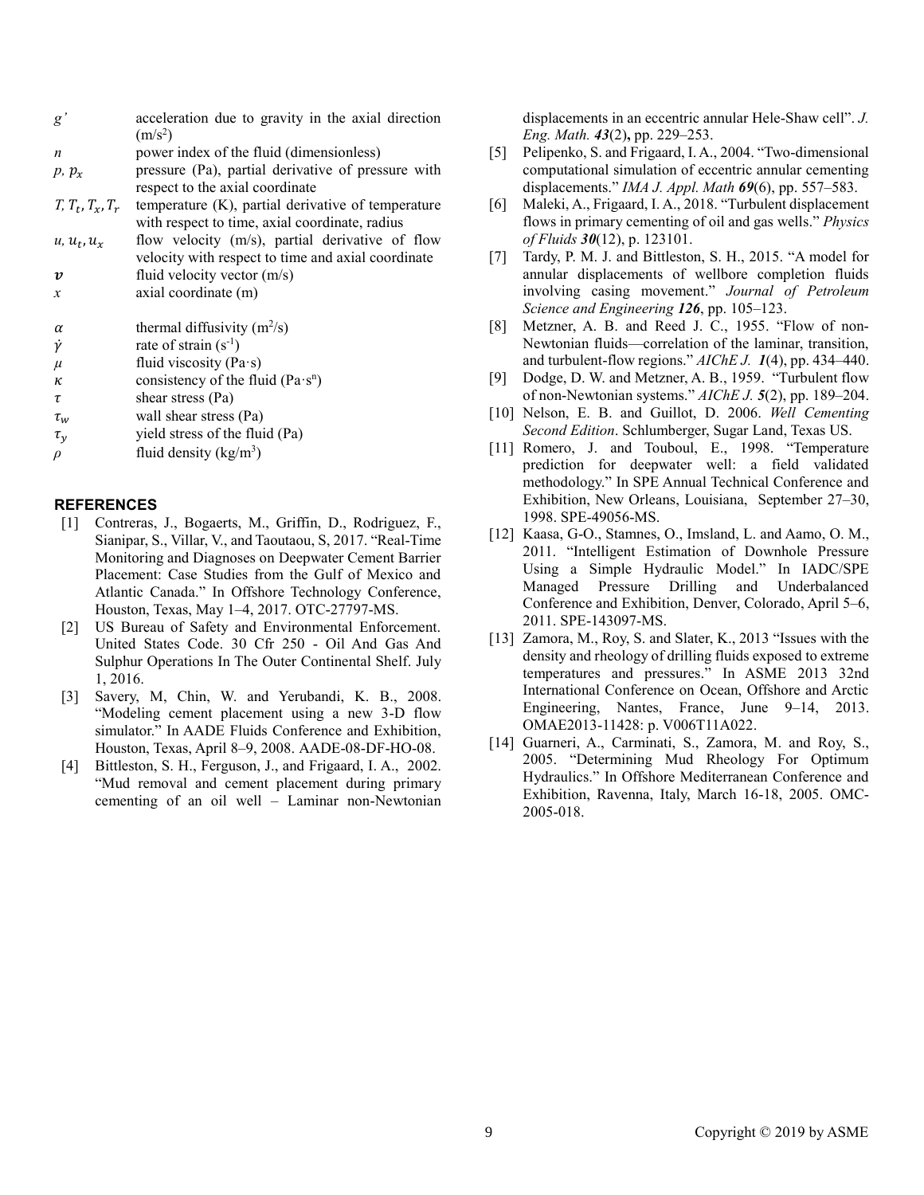| | |
|---|---|
| $g'$ | acceleration due to gravity in the axial direction (m/s$^2$) |
| $n$ | power index of the fluid (dimensionless) |
| $p$, $p_x$ | pressure (Pa), partial derivative of pressure with respect to the axial coordinate |
| $T$, $T_t$, $T_x$, $T_r$ | temperature (K), partial derivative of temperature with respect to time, axial coordinate, radius |
| $u$, $u_t$, $u_x$ | flow velocity (m/s), partial derivative of flow velocity with respect to time and axial coordinate |
| $\boldsymbol{v}$ | fluid velocity vector (m/s) |
| $x$ | axial coordinate (m) |
| $\alpha$ | thermal diffusivity (m$^2$/s) |
| $\dot{\gamma}$ | rate of strain (s$^{-1}$) |
| $\mu$ | fluid viscosity (Pa·s) |
| $\kappa$ | consistency of the fluid (Pa·s$^n$) |
| $\tau$ | shear stress (Pa) |
| $\tau_w$ | wall shear stress (Pa) |
| $\tau_y$ | yield stress of the fluid (Pa) |
| $\rho$ | fluid density (kg/m$^3$) |

## REFERENCES

[1] Contreras, J., Bogaerts, M., Griffin, D., Rodriguez, F., Sianipar, S., Villar, V., and Taoutaou, S, 2017. "Real-Time Monitoring and Diagnoses on Deepwater Cement Barrier Placement: Case Studies from the Gulf of Mexico and Atlantic Canada." In Offshore Technology Conference, Houston, Texas, May 1–4, 2017. OTC-27797-MS.

[2] US Bureau of Safety and Environmental Enforcement. United States Code. 30 Cfr 250 - Oil And Gas And Sulphur Operations In The Outer Continental Shelf. July 1, 2016.

[3] Savery, M, Chin, W. and Yerubandi, K. B., 2008. "Modeling cement placement using a new 3-D flow simulator." In AADE Fluids Conference and Exhibition, Houston, Texas, April 8–9, 2008. AADE-08-DF-HO-08.

[4] Bittleston, S. H., Ferguson, J., and Frigaard, I. A., 2002. "Mud removal and cement placement during primary cementing of an oil well – Laminar non-Newtonian displacements in an eccentric annular Hele-Shaw cell". *J. Eng. Math.* ***43***(2)**,** pp. 229–253.

[5] Pelipenko, S. and Frigaard, I. A., 2004. "Two-dimensional computational simulation of eccentric annular cementing displacements." *IMA J. Appl. Math* ***69***(6), pp. 557–583.

[6] Maleki, A., Frigaard, I. A., 2018. "Turbulent displacement flows in primary cementing of oil and gas wells." *Physics of Fluids* ***30***(12), p. 123101.

[7] Tardy, P. M. J. and Bittleston, S. H., 2015. "A model for annular displacements of wellbore completion fluids involving casing movement." *Journal of Petroleum Science and Engineering* ***126***, pp. 105–123.

[8] Metzner, A. B. and Reed J. C., 1955. "Flow of non-Newtonian fluids—correlation of the laminar, transition, and turbulent-flow regions." *AIChE J.* ***1***(4), pp. 434–440.

[9] Dodge, D. W. and Metzner, A. B., 1959. "Turbulent flow of non-Newtonian systems." *AIChE J.* ***5***(2), pp. 189–204.

[10] Nelson, E. B. and Guillot, D. 2006. *Well Cementing Second Edition*. Schlumberger, Sugar Land, Texas US.

[11] Romero, J. and Touboul, E., 1998. "Temperature prediction for deepwater well: a field validated methodology." In SPE Annual Technical Conference and Exhibition, New Orleans, Louisiana, September 27–30, 1998. SPE-49056-MS.

[12] Kaasa, G-O., Stamnes, O., Imsland, L. and Aamo, O. M., 2011. "Intelligent Estimation of Downhole Pressure Using a Simple Hydraulic Model." In IADC/SPE Managed Pressure Drilling and Underbalanced Conference and Exhibition, Denver, Colorado, April 5–6, 2011. SPE-143097-MS.

[13] Zamora, M., Roy, S. and Slater, K., 2013 "Issues with the density and rheology of drilling fluids exposed to extreme temperatures and pressures." In ASME 2013 32nd International Conference on Ocean, Offshore and Arctic Engineering, Nantes, France, June 9–14, 2013. OMAE2013-11428: p. V006T11A022.

[14] Guarneri, A., Carminati, S., Zamora, M. and Roy, S., 2005. "Determining Mud Rheology For Optimum Hydraulics." In Offshore Mediterranean Conference and Exhibition, Ravenna, Italy, March 16-18, 2005. OMC-2005-018.